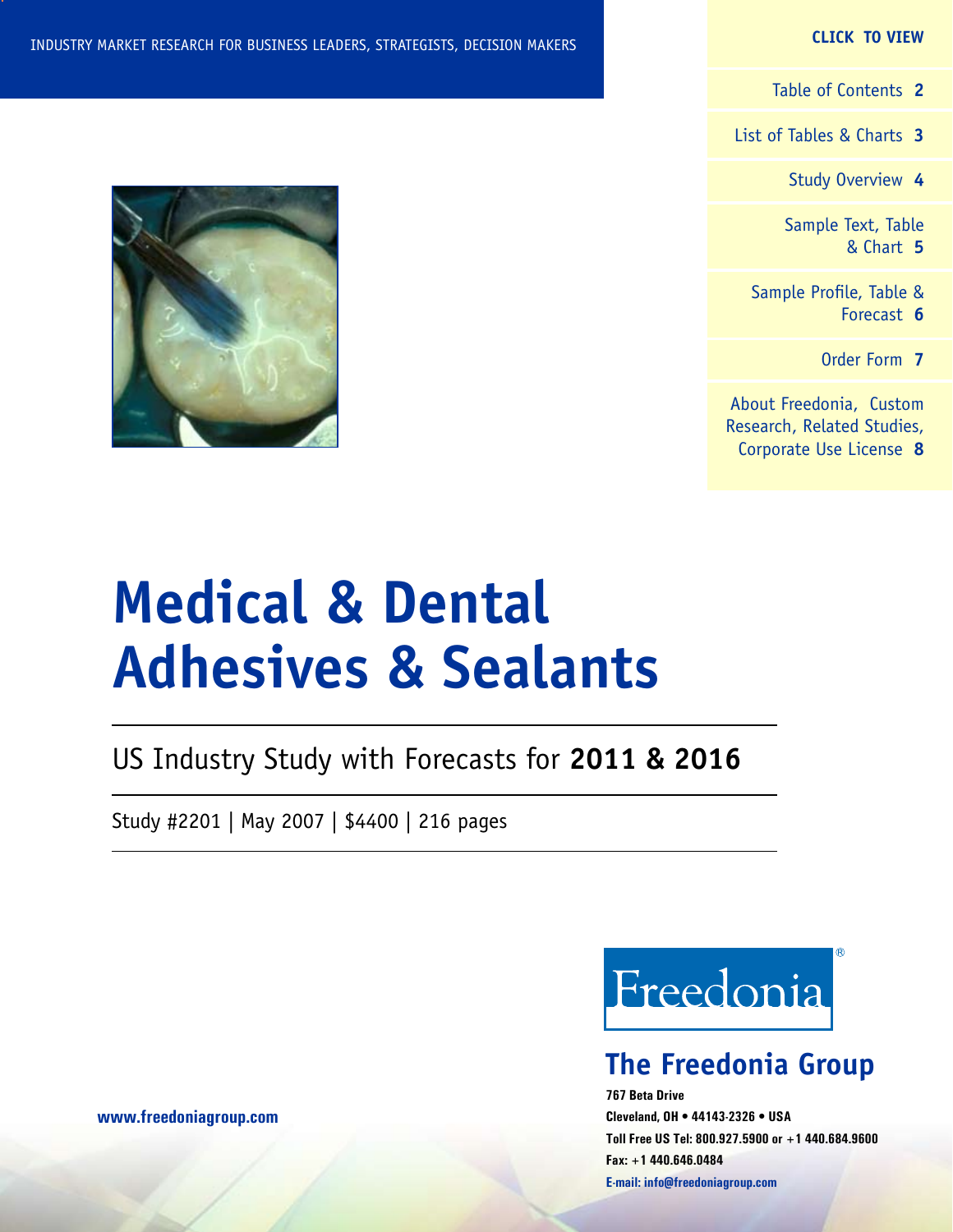INDUSTRY MARKET RESEARCH FOR BUSINESS LEADERS, STRATEGISTS, DECISION MAKERS

**CLICK TO VIEW**

Table of Contents **2**

List of Tables & Charts **3**

Study Overview **4**

Sample Text, Table & Chart **5**

Sample Profile, Table & Forecast **6**

Order Form **7**

About Freedonia, Custom Research, Related Studies, Corporate Use License **8**

# Medical & Dental Adhesives & Sealants

US Industry Study with Forecasts for **2011 & 2016**

Study #2201 | May 2007 | $4400 | 216 pages

Freedonia®

## The Freedonia Group

**767 Beta Drive**
**Cleveland, OH • 44143-2326 • USA**
**Toll Free US Tel: 800.927.5900 or +1 440.684.9600**
**Fax: +1 440.646.0484**
**E-mail: info@freedoniagroup.com**

**www.freedoniagroup.com**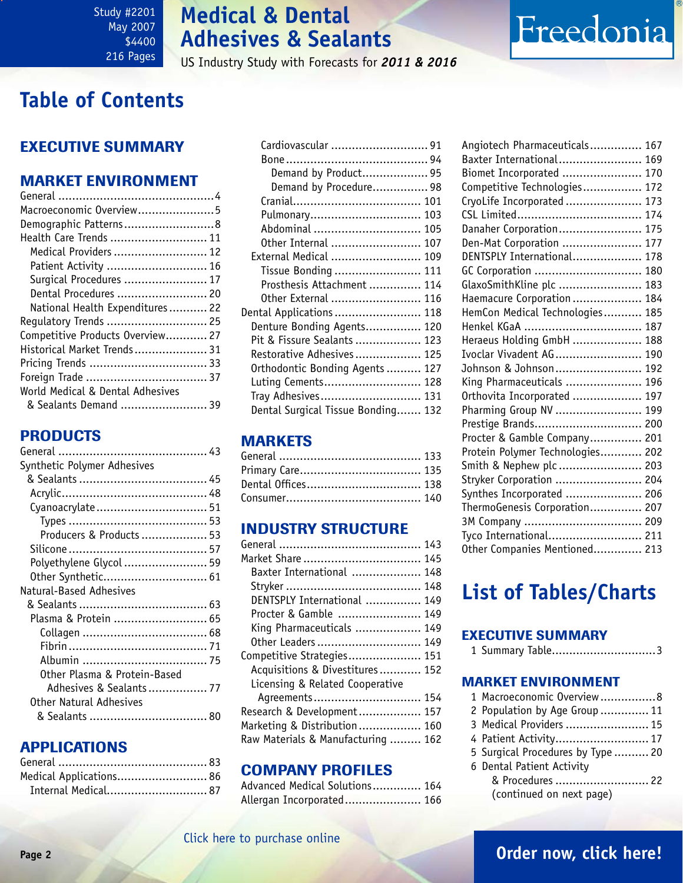# Medical & Dental Adhesives & Sealants

Study #2201
May 2007
$4400
216 Pages

US Industry Study with Forecasts for *2011 & 2016*

## Table of Contents

### EXECUTIVE SUMMARY

### MARKET ENVIRONMENT

- General ....4
- Macroeconomic Overview ....5
- Demographic Patterns ....8
- Health Care Trends ....11
  - Medical Providers ....12
  - Patient Activity ....16
  - Surgical Procedures ....17
  - Dental Procedures ....20
  - National Health Expenditures ....22
- Regulatory Trends ....25
- Competitive Products Overview ....27
- Historical Market Trends ....31
- Pricing Trends ....33
- Foreign Trade ....37
- World Medical & Dental Adhesives & Sealants Demand ....39

### PRODUCTS

- General ....43
- Synthetic Polymer Adhesives & Sealants ....45
  - Acrylic ....48
  - Cyanoacrylate ....51
    - Types ....53
    - Producers & Products ....53
  - Silicone ....57
  - Polyethylene Glycol ....59
  - Other Synthetic ....61
- Natural-Based Adhesives & Sealants ....63
  - Plasma & Protein ....65
    - Collagen ....68
    - Fibrin ....71
    - Albumin ....75
    - Other Plasma & Protein-Based Adhesives & Sealants ....77
  - Other Natural Adhesives & Sealants ....80

### APPLICATIONS

- General ....83
- Medical Applications ....86
  - Internal Medical ....87
    - Cardiovascular ....91
    - Bone ....94
      - Demand by Product ....95
      - Demand by Procedure ....98
    - Cranial ....101
    - Pulmonary ....103
    - Abdominal ....105
    - Other Internal ....107
  - External Medical ....109
    - Tissue Bonding ....111
    - Prosthesis Attachment ....114
    - Other External ....116
- Dental Applications ....118
  - Denture Bonding Agents ....120
  - Pit & Fissure Sealants ....123
  - Restorative Adhesives ....125
  - Orthodontic Bonding Agents ....127
  - Luting Cements ....128
  - Tray Adhesives ....131
  - Dental Surgical Tissue Bonding ....132

### MARKETS

- General ....133
- Primary Care ....135
- Dental Offices ....138
- Consumer ....140

### INDUSTRY STRUCTURE

- General ....143
- Market Share ....145
  - Baxter International ....148
  - Stryker ....148
  - DENTSPLY International ....149
  - Procter & Gamble ....149
  - King Pharmaceuticals ....149
  - Other Leaders ....149
- Competitive Strategies ....151
  - Acquisitions & Divestitures ....152
  - Licensing & Related Cooperative Agreements ....154
- Research & Development ....157
- Marketing & Distribution ....160
- Raw Materials & Manufacturing ....162

### COMPANY PROFILES

- Advanced Medical Solutions ....164
- Allergan Incorporated ....166
- Angiotech Pharmaceuticals ....167
- Baxter International ....169
- Biomet Incorporated ....170
- Competitive Technologies ....172
- CryoLife Incorporated ....173
- CSL Limited ....174
- Danaher Corporation ....175
- Den-Mat Corporation ....177
- DENTSPLY International ....178
- GC Corporation ....180
- GlaxoSmithKline plc ....183
- Haemacure Corporation ....184
- HemCon Medical Technologies ....185
- Henkel KGaA ....187
- Heraeus Holding GmbH ....188
- Ivoclar Vivadent AG ....190
- Johnson & Johnson ....192
- King Pharmaceuticals ....196
- Orthovita Incorporated ....197
- Pharming Group NV ....199
- Prestige Brands ....200
- Procter & Gamble Company ....201
- Protein Polymer Technologies ....202
- Smith & Nephew plc ....203
- Stryker Corporation ....204
- Synthes Incorporated ....206
- ThermoGenesis Corporation ....207
- 3M Company ....209
- Tyco International ....211
- Other Companies Mentioned ....213

## List of Tables/Charts

### EXECUTIVE SUMMARY

1. Summary Table ....3

### MARKET ENVIRONMENT

1. Macroeconomic Overview ....8
2. Population by Age Group ....11
3. Medical Providers ....15
4. Patient Activity ....17
5. Surgical Procedures by Type ....20
6. Dental Patient Activity & Procedures ....22

(continued on next page)

Click here to purchase online

Order now, click here!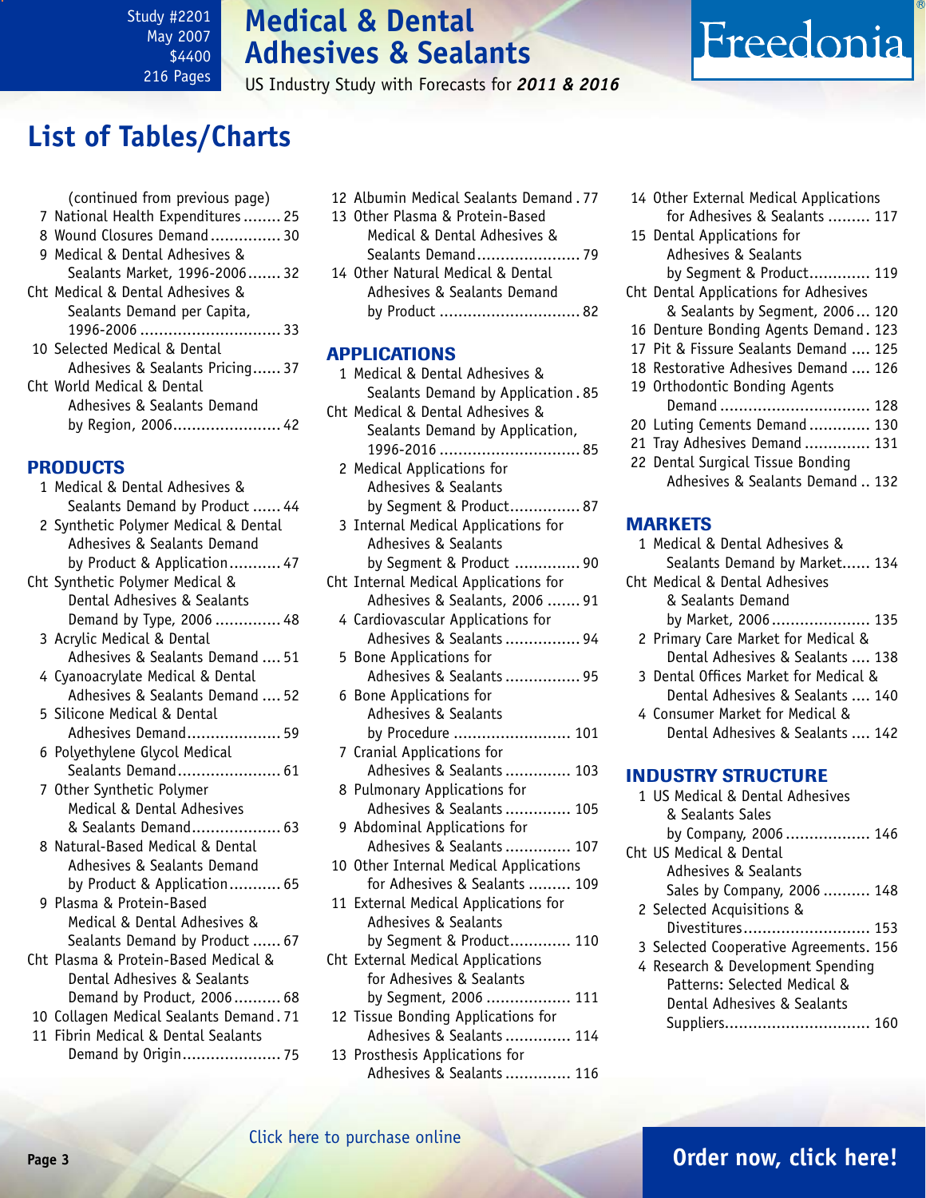# Medical & Dental Adhesives & Sealants

US Industry Study with Forecasts for ***2011 & 2016***

Study #2201
May 2007
$4400
216 Pages

## List of Tables/Charts

(continued from previous page)

7 National Health Expenditures........ 25
8 Wound Closures Demand............... 30
9 Medical & Dental Adhesives & Sealants Market, 1996-2006....... 32
Cht Medical & Dental Adhesives & Sealants Demand per Capita, 1996-2006.............................. 33
10 Selected Medical & Dental Adhesives & Sealants Pricing...... 37
Cht World Medical & Dental Adhesives & Sealants Demand by Region, 2006....................... 42

### PRODUCTS

1 Medical & Dental Adhesives & Sealants Demand by Product ...... 44
2 Synthetic Polymer Medical & Dental Adhesives & Sealants Demand by Product & Application........... 47
Cht Synthetic Polymer Medical & Dental Adhesives & Sealants Demand by Type, 2006 .............. 48
3 Acrylic Medical & Dental Adhesives & Sealants Demand .... 51
4 Cyanoacrylate Medical & Dental Adhesives & Sealants Demand .... 52
5 Silicone Medical & Dental Adhesives Demand.................... 59
6 Polyethylene Glycol Medical Sealants Demand...................... 61
7 Other Synthetic Polymer Medical & Dental Adhesives & Sealants Demand................... 63
8 Natural-Based Medical & Dental Adhesives & Sealants Demand by Product & Application........... 65
9 Plasma & Protein-Based Medical & Dental Adhesives & Sealants Demand by Product ...... 67
Cht Plasma & Protein-Based Medical & Dental Adhesives & Sealants Demand by Product, 2006.......... 68
10 Collagen Medical Sealants Demand. 71
11 Fibrin Medical & Dental Sealants Demand by Origin..................... 75
12 Albumin Medical Sealants Demand . 77
13 Other Plasma & Protein-Based Medical & Dental Adhesives & Sealants Demand...................... 79
14 Other Natural Medical & Dental Adhesives & Sealants Demand by Product .............................. 82

### APPLICATIONS

1 Medical & Dental Adhesives & Sealants Demand by Application . 85
Cht Medical & Dental Adhesives & Sealants Demand by Application, 1996-2016 .............................. 85
2 Medical Applications for Adhesives & Sealants by Segment & Product............... 87
3 Internal Medical Applications for Adhesives & Sealants by Segment & Product .............. 90
Cht Internal Medical Applications for Adhesives & Sealants, 2006 ....... 91
4 Cardiovascular Applications for Adhesives & Sealants................ 94
5 Bone Applications for Adhesives & Sealants................ 95
6 Bone Applications for Adhesives & Sealants by Procedure ......................... 101
7 Cranial Applications for Adhesives & Sealants.............. 103
8 Pulmonary Applications for Adhesives & Sealants.............. 105
9 Abdominal Applications for Adhesives & Sealants.............. 107
10 Other Internal Medical Applications for Adhesives & Sealants ......... 109
11 External Medical Applications for Adhesives & Sealants by Segment & Product............. 110
Cht External Medical Applications for Adhesives & Sealants by Segment, 2006 .................. 111
12 Tissue Bonding Applications for Adhesives & Sealants.............. 114
13 Prosthesis Applications for Adhesives & Sealants.............. 116
14 Other External Medical Applications for Adhesives & Sealants ......... 117
15 Dental Applications for Adhesives & Sealants by Segment & Product............. 119
Cht Dental Applications for Adhesives & Sealants by Segment, 2006... 120
16 Denture Bonding Agents Demand. 123
17 Pit & Fissure Sealants Demand .... 125
18 Restorative Adhesives Demand .... 126
19 Orthodontic Bonding Agents Demand................................ 128
20 Luting Cements Demand............. 130
21 Tray Adhesives Demand.............. 131
22 Dental Surgical Tissue Bonding Adhesives & Sealants Demand .. 132

### MARKETS

1 Medical & Dental Adhesives & Sealants Demand by Market...... 134
Cht Medical & Dental Adhesives & Sealants Demand by Market, 2006..................... 135
2 Primary Care Market for Medical & Dental Adhesives & Sealants .... 138
3 Dental Offices Market for Medical & Dental Adhesives & Sealants .... 140
4 Consumer Market for Medical & Dental Adhesives & Sealants .... 142

### INDUSTRY STRUCTURE

1 US Medical & Dental Adhesives & Sealants Sales by Company, 2006.................. 146
Cht US Medical & Dental Adhesives & Sealants Sales by Company, 2006 .......... 148
2 Selected Acquisitions & Divestitures........................... 153
3 Selected Cooperative Agreements. 156
4 Research & Development Spending Patterns: Selected Medical & Dental Adhesives & Sealants Suppliers............................... 160

Click here to purchase online

Order now, click here!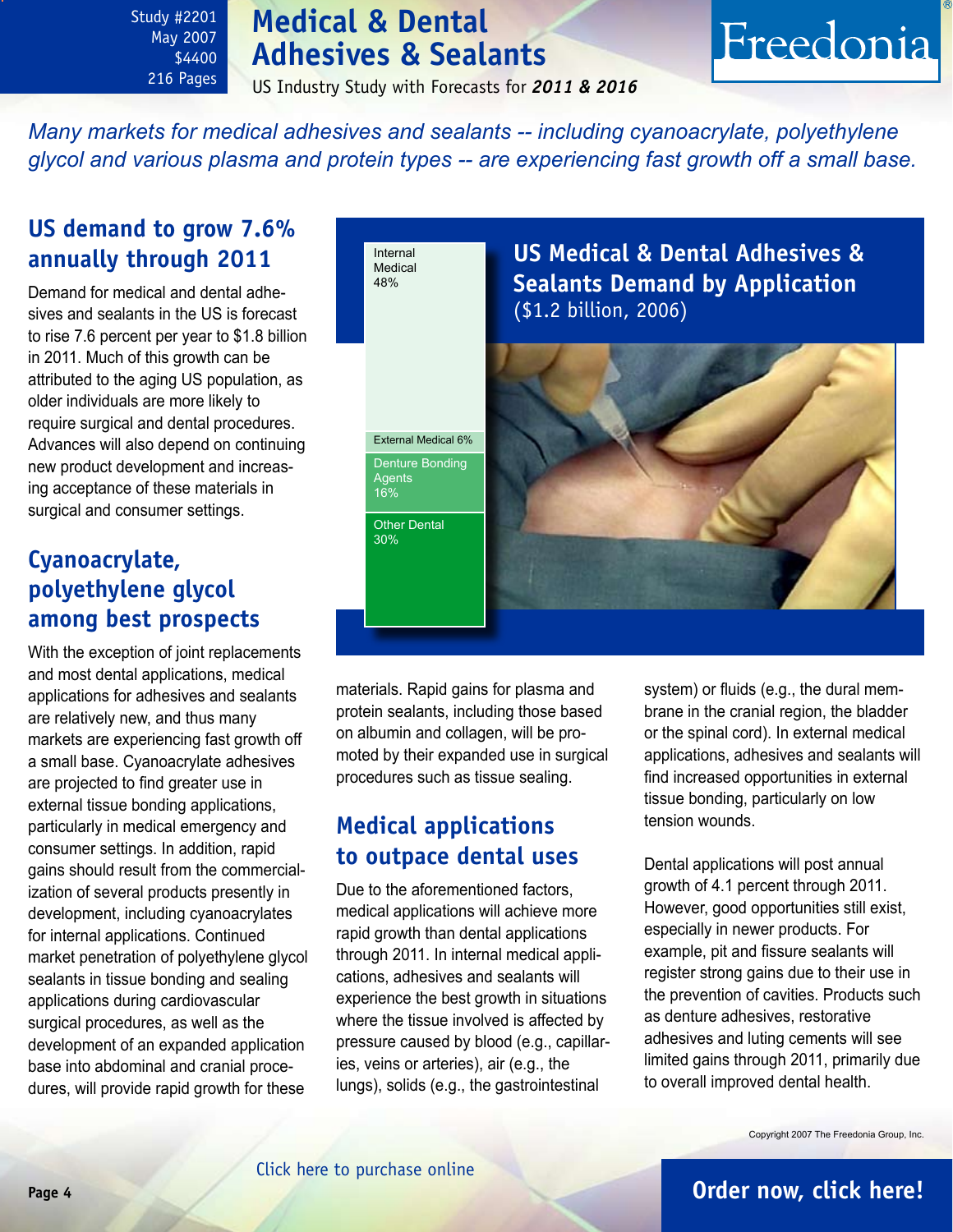# Medical & Dental Adhesives & Sealants

Study #2201
May 2007
$4400
216 Pages

US Industry Study with Forecasts for ***2011 & 2016***

*Many markets for medical adhesives and sealants -- including cyanoacrylate, polyethylene glycol and various plasma and protein types -- are experiencing fast growth off a small base.*

## US demand to grow 7.6% annually through 2011

Demand for medical and dental adhesives and sealants in the US is forecast to rise 7.6 percent per year to $1.8 billion in 2011. Much of this growth can be attributed to the aging US population, as older individuals are more likely to require surgical and dental procedures. Advances will also depend on continuing new product development and increasing acceptance of these materials in surgical and consumer settings.

## Cyanoacrylate, polyethylene glycol among best prospects

With the exception of joint replacements and most dental applications, medical applications for adhesives and sealants are relatively new, and thus many markets are experiencing fast growth off a small base. Cyanoacrylate adhesives are projected to find greater use in external tissue bonding applications, particularly in medical emergency and consumer settings. In addition, rapid gains should result from the commercialization of several products presently in development, including cyanoacrylates for internal applications. Continued market penetration of polyethylene glycol sealants in tissue bonding and sealing applications during cardiovascular surgical procedures, as well as the development of an expanded application base into abdominal and cranial procedures, will provide rapid growth for these materials. Rapid gains for plasma and protein sealants, including those based on albumin and collagen, will be promoted by their expanded use in surgical procedures such as tissue sealing.

**US Medical & Dental Adhesives & Sealants Demand by Application**
($1.2 billion, 2006)

| Application | Share |
|---|---|
| Internal Medical | 48% |
| External Medical | 6% |
| Denture Bonding Agents | 16% |
| Other Dental | 30% |

## Medical applications to outpace dental uses

Due to the aforementioned factors, medical applications will achieve more rapid growth than dental applications through 2011. In internal medical applications, adhesives and sealants will experience the best growth in situations where the tissue involved is affected by pressure caused by blood (e.g., capillaries, veins or arteries), air (e.g., the lungs), solids (e.g., the gastrointestinal system) or fluids (e.g., the dural membrane in the cranial region, the bladder or the spinal cord). In external medical applications, adhesives and sealants will find increased opportunities in external tissue bonding, particularly on low tension wounds.

Dental applications will post annual growth of 4.1 percent through 2011. However, good opportunities still exist, especially in newer products. For example, pit and fissure sealants will register strong gains due to their use in the prevention of cavities. Products such as denture adhesives, restorative adhesives and luting cements will see limited gains through 2011, primarily due to overall improved dental health.

Copyright 2007 The Freedonia Group, Inc.

Click here to purchase online

**Order now, click here!**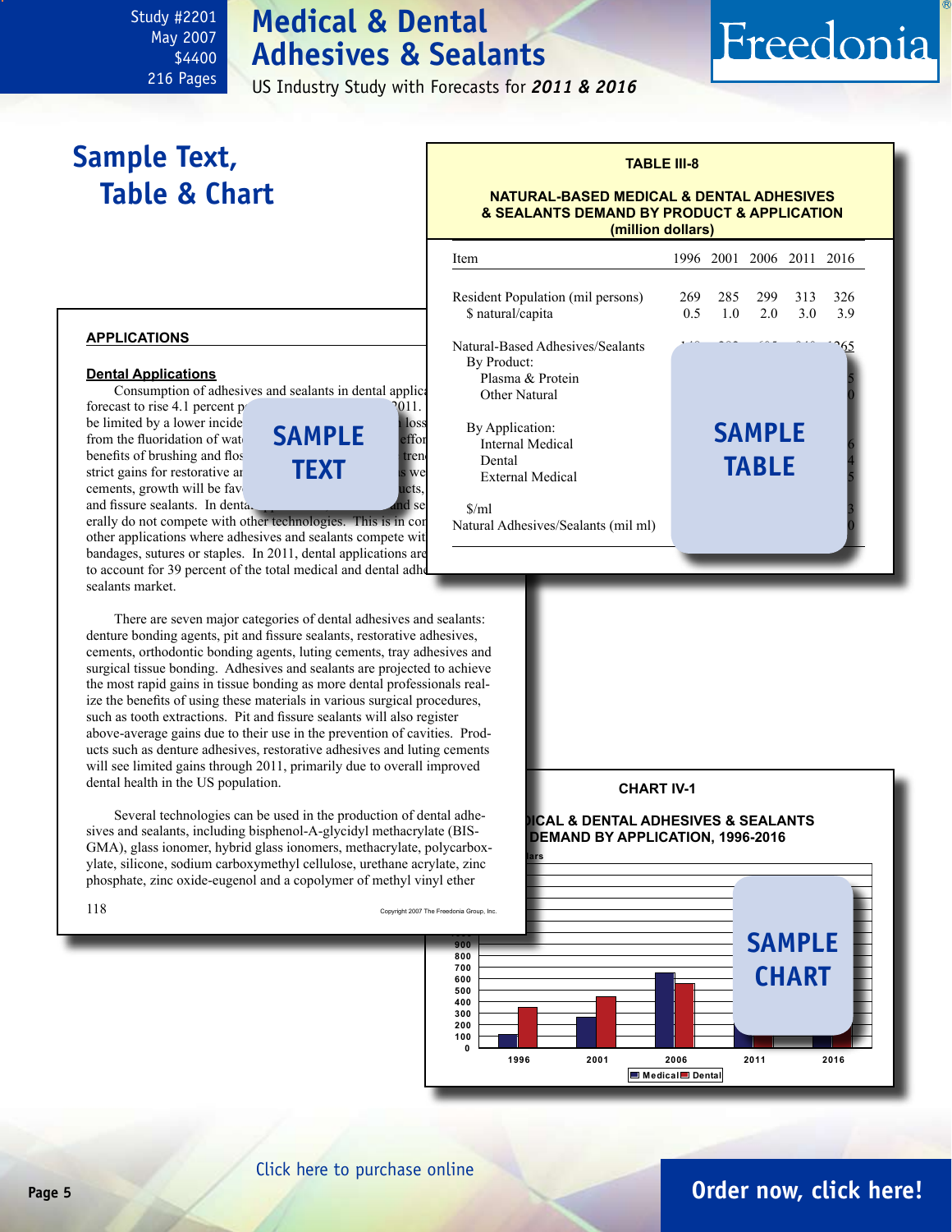Study #2201
May 2007
$4400
216 Pages

# Medical & Dental Adhesives & Sealants

US Industry Study with Forecasts for *2011 & 2016*

## Sample Text, Table & Chart

**TABLE III-8**

**NATURAL-BASED MEDICAL & DENTAL ADHESIVES & SEALANTS DEMAND BY PRODUCT & APPLICATION (million dollars)**

| Item | 1996 | 2001 | 2006 | 2011 | 2016 |
|---|---|---|---|---|---|
| Resident Population (mil persons) | 269 | 285 | 299 | 313 | 326 |
| $ natural/capita | 0.5 | 1.0 | 2.0 | 3.0 | 3.9 |
| Natural-Based Adhesives/Sealants | | | | | 1265 |
| By Product: | | | | | |
| Plasma & Protein | | | | | |
| Other Natural | | | | | |
| By Application: | | | | | |
| Internal Medical | | | | | |
| Dental | | | | | |
| External Medical | | | | | |
| $/ml | | | | | |
| Natural Adhesives/Sealants (mil ml) | | | | | |

SAMPLE TABLE

### APPLICATIONS

#### Dental Applications

Consumption of adhesives and sealants in dental applica... forecast to rise 4.1 percent p... 2011. ... be limited by a lower incide... loss from the fluoridation of wat... effor... benefits of brushing and flos... tren... strict gains for restorative ar... s we... cements, growth will be fav... ucts, ... and fissure sealants. In denta... and se... erally do not compete with other technologies. This is in co... other applications where adhesives and sealants compete wit... bandages, sutures or staples. In 2011, dental applications are... to account for 39 percent of the total medical and dental adhe... sealants market.

SAMPLE TEXT

There are seven major categories of dental adhesives and sealants: denture bonding agents, pit and fissure sealants, restorative adhesives, cements, orthodontic bonding agents, luting cements, tray adhesives and surgical tissue bonding. Adhesives and sealants are projected to achieve the most rapid gains in tissue bonding as more dental professionals realize the benefits of using these materials in various surgical procedures, such as tooth extractions. Pit and fissure sealants will also register above-average gains due to their use in the prevention of cavities. Products such as denture adhesives, restorative adhesives and luting cements will see limited gains through 2011, primarily due to overall improved dental health in the US population.

Several technologies can be used in the production of dental adhesives and sealants, including bisphenol-A-glycidyl methacrylate (BIS-GMA), glass ionomer, hybrid glass ionomers, methacrylate, polycarboxylate, silicone, sodium carboxymethyl cellulose, urethane acrylate, zinc phosphate, zinc oxide-eugenol and a copolymer of methyl vinyl ether

Copyright 2007 The Freedonia Group, Inc.

**CHART IV-1**

**...ICAL & DENTAL ADHESIVES & SEALANTS DEMAND BY APPLICATION, 1996-2016**

SAMPLE CHART

Click here to purchase online

Order now, click here!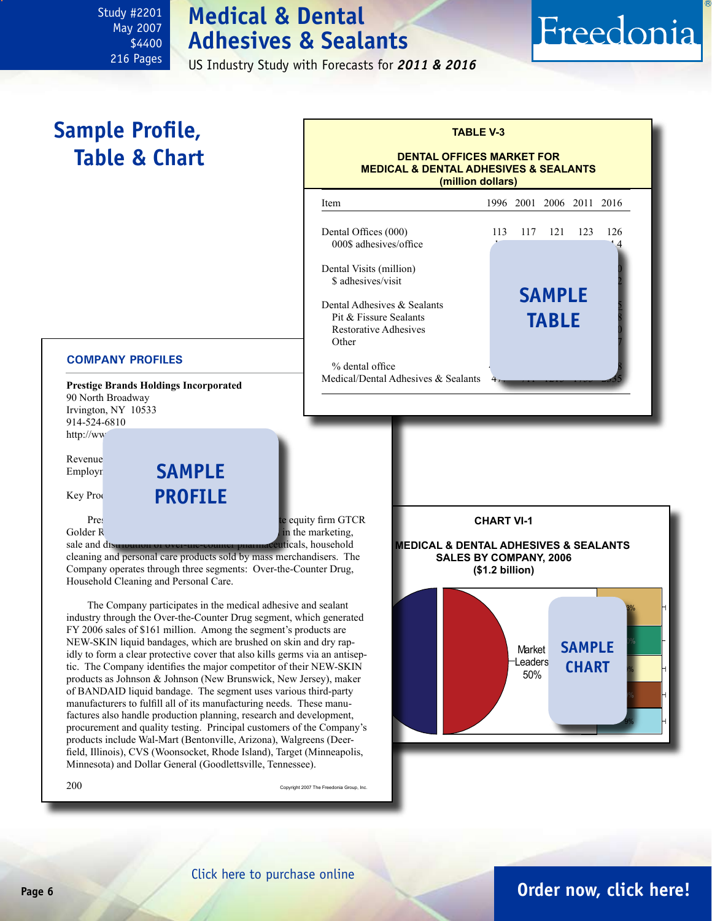Study #2201
May 2007
$4400
216 Pages

# Medical & Dental Adhesives & Sealants

US Industry Study with Forecasts for ***2011 & 2016***

Freedonia

## Sample Profile, Table & Chart

**TABLE V-3**

**DENTAL OFFICES MARKET FOR MEDICAL & DENTAL ADHESIVES & SEALANTS (million dollars)**

| Item | 1996 | 2001 | 2006 | 2011 | 2016 |
|---|---|---|---|---|---|
| Dental Offices (000) | 113 | 117 | 121 | 123 | 126 |
| 000$ adhesives/office | | | | | 4 |
| Dental Visits (million) | | | | | 0 |
| $ adhesives/visit | | | | | 2 |
| Dental Adhesives & Sealants | | | | | 5 |
| Pit & Fissure Sealants | | | | | 8 |
| Restorative Adhesives | | | | | 0 |
| Other | | | | | 7 |
| % dental office | | | | | 8 |
| Medical/Dental Adhesives & Sealants | 4 | | | | 35 |

**SAMPLE TABLE**

**COMPANY PROFILES**

**Prestige Brands Holdings Incorporated**
90 North Broadway
Irvington, NY 10533
914-524-6810
http://ww

Revenue
Employ

Key Pro

**SAMPLE PROFILE**

Pre … te equity firm GTCR Golder R … in the marketing, sale and distribution of over-the-counter pharmaceuticals, household cleaning and personal care products sold by mass merchandisers. The Company operates through three segments: Over-the-Counter Drug, Household Cleaning and Personal Care.

The Company participates in the medical adhesive and sealant industry through the Over-the-Counter Drug segment, which generated FY 2006 sales of $161 million. Among the segment's products are NEW-SKIN liquid bandages, which are brushed on skin and dry rapidly to form a clear protective cover that also kills germs via an antiseptic. The Company identifies the major competitor of their NEW-SKIN products as Johnson & Johnson (New Brunswick, New Jersey), maker of BANDAID liquid bandage. The segment uses various third-party manufacturers to fulfill all of its manufacturing needs. These manufactures also handle production planning, research and development, procurement and quality testing. Principal customers of the Company's products include Wal-Mart (Bentonville, Arizona), Walgreens (Deerfield, Illinois), CVS (Woonsocket, Rhode Island), Target (Minneapolis, Minnesota) and Dollar General (Goodlettsville, Tennessee).

200 Copyright 2007 The Freedonia Group, Inc.

**CHART VI-1**

**MEDICAL & DENTAL ADHESIVES & SEALANTS SALES BY COMPANY, 2006 ($1.2 billion)**

Market Leaders 50%

**SAMPLE CHART**

Click here to purchase online

**Order now, click here!**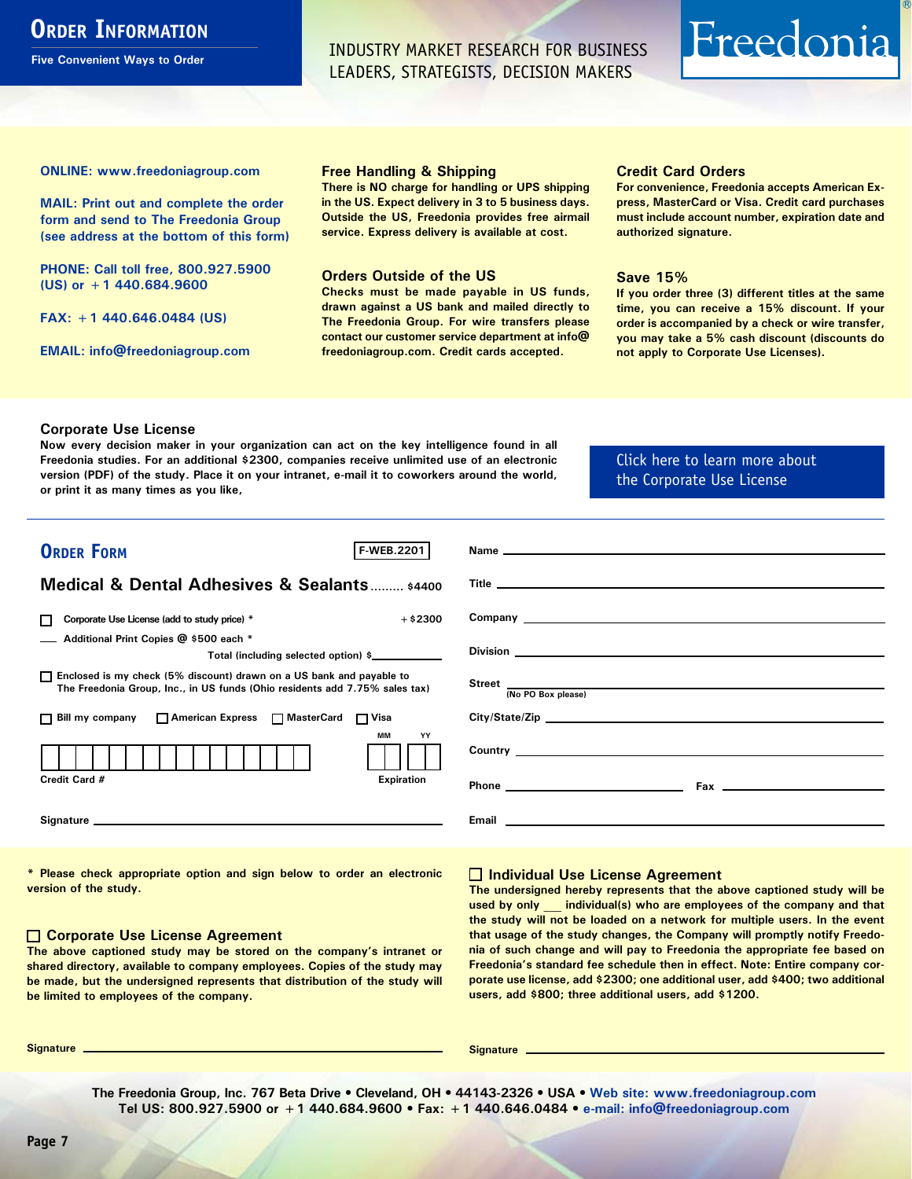# Order Information

Five Convenient Ways to Order

INDUSTRY MARKET RESEARCH FOR BUSINESS LEADERS, STRATEGISTS, DECISION MAKERS

Freedonia®

**ONLINE: www.freedoniagroup.com**

**MAIL: Print out and complete the order form and send to The Freedonia Group (see address at the bottom of this form)**

**PHONE: Call toll free, 800.927.5900 (US) or +1 440.684.9600**

**FAX: +1 440.646.0484 (US)**

**EMAIL: info@freedoniagroup.com**

### Free Handling & Shipping

There is NO charge for handling or UPS shipping in the US. Expect delivery in 3 to 5 business days. Outside the US, Freedonia provides free airmail service. Express delivery is available at cost.

### Orders Outside of the US

Checks must be made payable in US funds, drawn against a US bank and mailed directly to The Freedonia Group. For wire transfers please contact our customer service department at info@freedoniagroup.com. Credit cards accepted.

### Credit Card Orders

For convenience, Freedonia accepts American Express, MasterCard or Visa. Credit card purchases must include account number, expiration date and authorized signature.

### Save 15%

If you order three (3) different titles at the same time, you can receive a 15% discount. If your order is accompanied by a check or wire transfer, you may take a 5% cash discount (discounts do not apply to Corporate Use Licenses).

### Corporate Use License

Now every decision maker in your organization can act on the key intelligence found in all Freedonia studies. For an additional $2300, companies receive unlimited use of an electronic version (PDF) of the study. Place it on your intranet, e-mail it to coworkers around the world, or print it as many times as you like,

Click here to learn more about the Corporate Use License

## Order Form

F-WEB.2201

**Medical & Dental Adhesives & Sealants** ......... $4400

☐ Corporate Use License (add to study price) * +$2300

___ Additional Print Copies @ $500 each *

Total (including selected option) $________

☐ Enclosed is my check (5% discount) drawn on a US bank and payable to The Freedonia Group, Inc., in US funds (Ohio residents add 7.75% sales tax)

☐ Bill my company ☐ American Express ☐ MasterCard ☐ Visa

Credit Card # ________ Expiration MM YY

Signature ________

Name ________

Title ________

Company ________

Division ________

Street ________ (No PO Box please)

City/State/Zip ________

Country ________

Phone ________ Fax ________

Email ________

\* Please check appropriate option and sign below to order an electronic version of the study.

### ☐ Corporate Use License Agreement

The above captioned study may be stored on the company's intranet or shared directory, available to company employees. Copies of the study may be made, but the undersigned represents that distribution of the study will be limited to employees of the company.

Signature ________

### ☐ Individual Use License Agreement

The undersigned hereby represents that the above captioned study will be used by only ___ individual(s) who are employees of the company and that the study will not be loaded on a network for multiple users. In the event that usage of the study changes, the Company will promptly notify Freedonia of such change and will pay to Freedonia the appropriate fee based on Freedonia's standard fee schedule then in effect. Note: Entire company corporate use license, add $2300; one additional user, add $400; two additional users, add $800; three additional users, add $1200.

Signature ________

The Freedonia Group, Inc. 767 Beta Drive • Cleveland, OH • 44143-2326 • USA • Web site: www.freedoniagroup.com
Tel US: 800.927.5900 or +1 440.684.9600 • Fax: +1 440.646.0484 • e-mail: info@freedoniagroup.com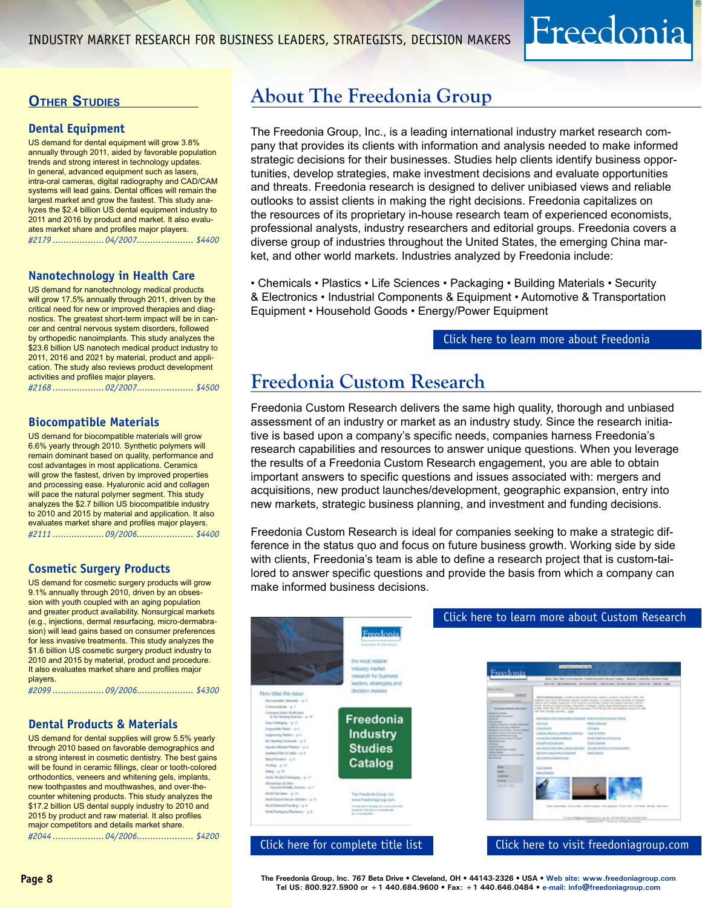INDUSTRY MARKET RESEARCH FOR BUSINESS LEADERS, STRATEGISTS, DECISION MAKERS

Freedonia®

## Other Studies

### Dental Equipment

US demand for dental equipment will grow 3.8% annually through 2011, aided by favorable population trends and strong interest in technology updates. In general, advanced equipment such as lasers, intra-oral cameras, digital radiography and CAD/CAM systems will lead gains. Dental offices will remain the largest market and grow the fastest. This study analyzes the $2.4 billion US dental equipment industry to 2011 and 2016 by product and market. It also evaluates market share and profiles major players.

*#2179 ................... 04/2007..................... $4400*

### Nanotechnology in Health Care

US demand for nanotechnology medical products will grow 17.5% annually through 2011, driven by the critical need for new or improved therapies and diagnostics. The greatest short-term impact will be in cancer and central nervous system disorders, followed by orthopedic nanoimplants. This study analyzes the $23.6 billion US nanotech medical product industry to 2011, 2016 and 2021 by material, product and application. The study also reviews product development activities and profiles major players.

*#2168 ................... 02/2007..................... $4500*

### Biocompatible Materials

US demand for biocompatible materials will grow 6.6% yearly through 2010. Synthetic polymers will remain dominant based on quality, performance and cost advantages in most applications. Ceramics will grow the fastest, driven by improved properties and processing ease. Hyaluronic acid and collagen will pace the natural polymer segment. This study analyzes the $2.7 billion US biocompatible industry to 2010 and 2015 by material and application. It also evaluates market share and profiles major players.

*#2111 ................... 09/2006..................... $4400*

### Cosmetic Surgery Products

US demand for cosmetic surgery products will grow 9.1% annually through 2010, driven by an obsession with youth coupled with an aging population and greater product availability. Nonsurgical markets (e.g., injections, dermal resurfacing, micro-dermabrasion) will lead gains based on consumer preferences for less invasive treatments. This study analyzes the $1.6 billion US cosmetic surgery product industry to 2010 and 2015 by material, product and procedure. It also evaluates market share and profiles major players.

*#2099 ................... 09/2006..................... $4300*

### Dental Products & Materials

US demand for dental supplies will grow 5.5% yearly through 2010 based on favorable demographics and a strong interest in cosmetic dentistry. The best gains will be found in ceramic fillings, clear or tooth-colored orthodontics, veneers and whitening gels, implants, new toothpastes and mouthwashes, and over-the-counter whitening products. This study analyzes the $17.2 billion US dental supply industry to 2010 and 2015 by product and raw material. It also profiles major competitors and details market share.

*#2044 ................... 04/2006..................... $4200*

## About The Freedonia Group

The Freedonia Group, Inc., is a leading international industry market research company that provides its clients with information and analysis needed to make informed strategic decisions for their businesses. Studies help clients identify business opportunities, develop strategies, make investment decisions and evaluate opportunities and threats. Freedonia research is designed to deliver unibiased views and reliable outlooks to assist clients in making the right decisions. Freedonia capitalizes on the resources of its proprietary in-house research team of experienced economists, professional analysts, industry researchers and editorial groups. Freedonia covers a diverse group of industries throughout the United States, the emerging China market, and other world markets. Industries analyzed by Freedonia include:

• Chemicals • Plastics • Life Sciences • Packaging • Building Materials • Security & Electronics • Industrial Components & Equipment • Automotive & Transportation Equipment • Household Goods • Energy/Power Equipment

Click here to learn more about Freedonia

## Freedonia Custom Research

Freedonia Custom Research delivers the same high quality, thorough and unbiased assessment of an industry or market as an industry study. Since the research initiative is based upon a company's specific needs, companies harness Freedonia's research capabilities and resources to answer unique questions. When you leverage the results of a Freedonia Custom Research engagement, you are able to obtain important answers to specific questions and issues associated with: mergers and acquisitions, new product launches/development, geographic expansion, entry into new markets, strategic business planning, and investment and funding decisions.

Freedonia Custom Research is ideal for companies seeking to make a strategic difference in the status quo and focus on future business growth. Working side by side with clients, Freedonia's team is able to define a research project that is custom-tailored to answer specific questions and provide the basis from which a company can make informed business decisions.

Click here to learn more about Custom Research

Click here for complete title list

Click here to visit freedoniagroup.com

**The Freedonia Group, Inc. 767 Beta Drive • Cleveland, OH • 44143-2326 • USA • Web site: www.freedoniagroup.com**
**Tel US: 800.927.5900 or +1 440.684.9600 • Fax: +1 440.646.0484 • e-mail: info@freedoniagroup.com**